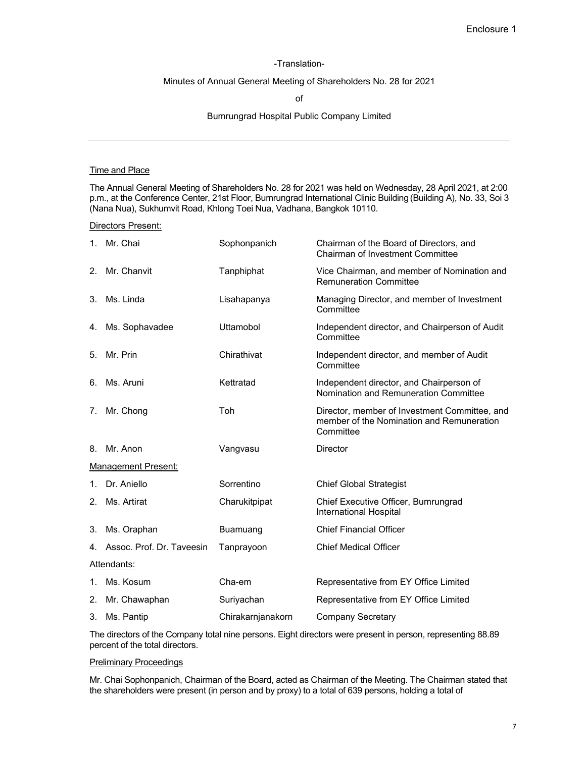Enclosure 1

-Translation-

# Minutes of Annual General Meeting of Shareholders No. 28 for 2021

of

# Bumrungrad Hospital Public Company Limited

---

## Time and Place

The Annual General Meeting of Shareholders No. 28 for 2021 was held on Wednesday, 28 April 2021, at 2:00 p.m., at the Conference Center, 21st Floor, Bumrungrad International Clinic Building (Building A), No. 33, Soi 3 (Nana Nua), Sukhumvit Road, Khlong Toei Nua, Vadhana, Bangkok 10110.

## Directors Present:

| | Name | Surname | Position |
|---|---|---|---|
| 1. | Mr. Chai | Sophonpanich | Chairman of the Board of Directors, and Chairman of Investment Committee |
| 2. | Mr. Chanvit | Tanphiphat | Vice Chairman, and member of Nomination and Remuneration Committee |
| 3. | Ms. Linda | Lisahapanya | Managing Director, and member of Investment Committee |
| 4. | Ms. Sophavadee | Uttamobol | Independent director, and Chairperson of Audit Committee |
| 5. | Mr. Prin | Chirathivat | Independent director, and member of Audit Committee |
| 6. | Ms. Aruni | Kettratad | Independent director, and Chairperson of Nomination and Remuneration Committee |
| 7. | Mr. Chong | Toh | Director, member of Investment Committee, and member of the Nomination and Remuneration Committee |
| 8. | Mr. Anon | Vangvasu | Director |

## Management Present:

| | Name | Surname | Position |
|---|---|---|---|
| 1. | Dr. Aniello | Sorrentino | Chief Global Strategist |
| 2. | Ms. Artirat | Charukitpipat | Chief Executive Officer, Bumrungrad International Hospital |
| 3. | Ms. Oraphan | Buamuang | Chief Financial Officer |
| 4. | Assoc. Prof. Dr. Taveesin | Tanprayoon | Chief Medical Officer |

## Attendants:

| | Name | Surname | Position |
|---|---|---|---|
| 1. | Ms. Kosum | Cha-em | Representative from EY Office Limited |
| 2. | Mr. Chawaphan | Suriyachan | Representative from EY Office Limited |
| 3. | Ms. Pantip | Chirakarnjanakorn | Company Secretary |

The directors of the Company total nine persons. Eight directors were present in person, representing 88.89 percent of the total directors.

## Preliminary Proceedings

Mr. Chai Sophonpanich, Chairman of the Board, acted as Chairman of the Meeting. The Chairman stated that the shareholders were present (in person and by proxy) to a total of 639 persons, holding a total of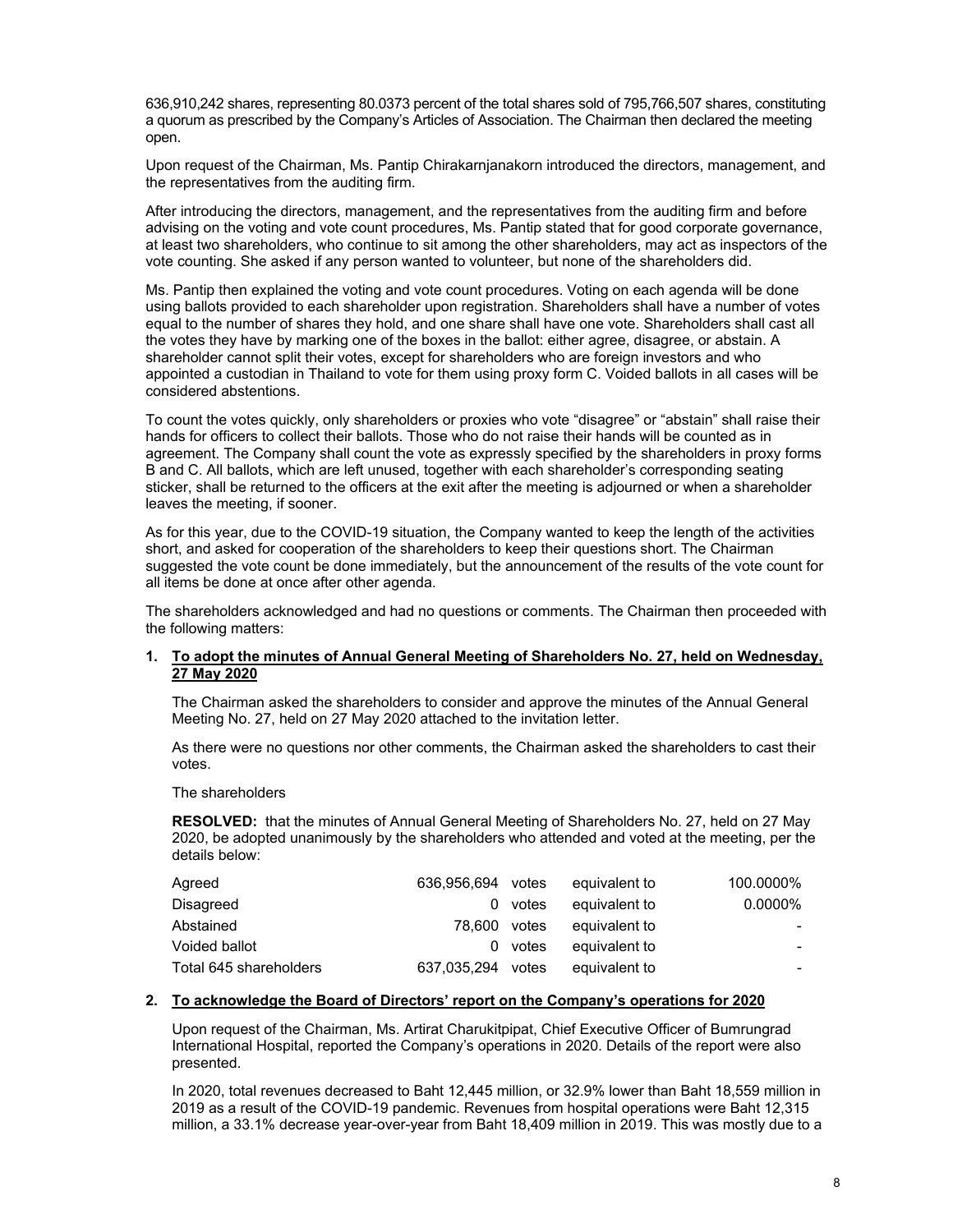636,910,242 shares, representing 80.0373 percent of the total shares sold of 795,766,507 shares, constituting a quorum as prescribed by the Company's Articles of Association. The Chairman then declared the meeting open.

Upon request of the Chairman, Ms. Pantip Chirakarnjanakorn introduced the directors, management, and the representatives from the auditing firm.

After introducing the directors, management, and the representatives from the auditing firm and before advising on the voting and vote count procedures, Ms. Pantip stated that for good corporate governance, at least two shareholders, who continue to sit among the other shareholders, may act as inspectors of the vote counting. She asked if any person wanted to volunteer, but none of the shareholders did.

Ms. Pantip then explained the voting and vote count procedures. Voting on each agenda will be done using ballots provided to each shareholder upon registration. Shareholders shall have a number of votes equal to the number of shares they hold, and one share shall have one vote. Shareholders shall cast all the votes they have by marking one of the boxes in the ballot: either agree, disagree, or abstain. A shareholder cannot split their votes, except for shareholders who are foreign investors and who appointed a custodian in Thailand to vote for them using proxy form C. Voided ballots in all cases will be considered abstentions.

To count the votes quickly, only shareholders or proxies who vote "disagree" or "abstain" shall raise their hands for officers to collect their ballots. Those who do not raise their hands will be counted as in agreement. The Company shall count the vote as expressly specified by the shareholders in proxy forms B and C. All ballots, which are left unused, together with each shareholder's corresponding seating sticker, shall be returned to the officers at the exit after the meeting is adjourned or when a shareholder leaves the meeting, if sooner.

As for this year, due to the COVID-19 situation, the Company wanted to keep the length of the activities short, and asked for cooperation of the shareholders to keep their questions short. The Chairman suggested the vote count be done immediately, but the announcement of the results of the vote count for all items be done at once after other agenda.

The shareholders acknowledged and had no questions or comments. The Chairman then proceeded with the following matters:

**1. To adopt the minutes of Annual General Meeting of Shareholders No. 27, held on Wednesday, 27 May 2020**

The Chairman asked the shareholders to consider and approve the minutes of the Annual General Meeting No. 27, held on 27 May 2020 attached to the invitation letter.

As there were no questions nor other comments, the Chairman asked the shareholders to cast their votes.

The shareholders

**RESOLVED:** that the minutes of Annual General Meeting of Shareholders No. 27, held on 27 May 2020, be adopted unanimously by the shareholders who attended and voted at the meeting, per the details below:

| | | | | |
|---|---|---|---|---|
| Agreed | 636,956,694 | votes | equivalent to | 100.0000% |
| Disagreed | 0 | votes | equivalent to | 0.0000% |
| Abstained | 78,600 | votes | equivalent to | - |
| Voided ballot | 0 | votes | equivalent to | - |
| Total 645 shareholders | 637,035,294 | votes | equivalent to | - |

**2. To acknowledge the Board of Directors' report on the Company's operations for 2020**

Upon request of the Chairman, Ms. Artirat Charukitpipat, Chief Executive Officer of Bumrungrad International Hospital, reported the Company's operations in 2020. Details of the report were also presented.

In 2020, total revenues decreased to Baht 12,445 million, or 32.9% lower than Baht 18,559 million in 2019 as a result of the COVID-19 pandemic. Revenues from hospital operations were Baht 12,315 million, a 33.1% decrease year-over-year from Baht 18,409 million in 2019. This was mostly due to a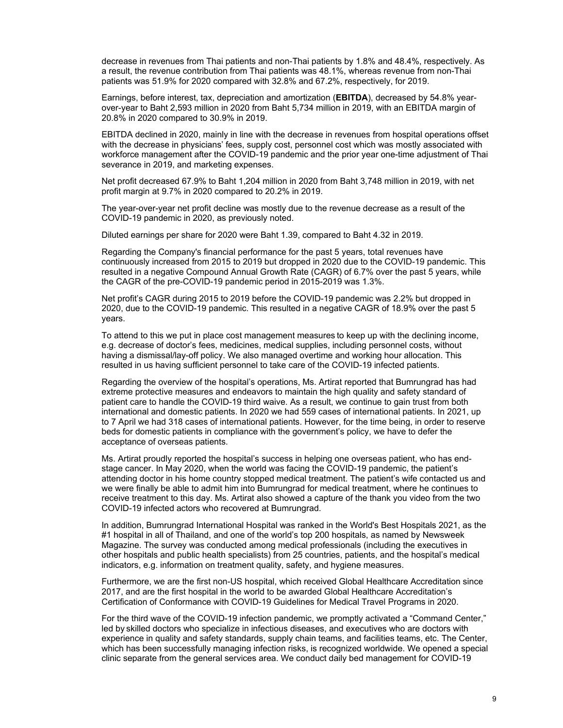decrease in revenues from Thai patients and non-Thai patients by 1.8% and 48.4%, respectively. As a result, the revenue contribution from Thai patients was 48.1%, whereas revenue from non-Thai patients was 51.9% for 2020 compared with 32.8% and 67.2%, respectively, for 2019.

Earnings, before interest, tax, depreciation and amortization (**EBITDA**), decreased by 54.8% year-over-year to Baht 2,593 million in 2020 from Baht 5,734 million in 2019, with an EBITDA margin of 20.8% in 2020 compared to 30.9% in 2019.

EBITDA declined in 2020, mainly in line with the decrease in revenues from hospital operations offset with the decrease in physicians' fees, supply cost, personnel cost which was mostly associated with workforce management after the COVID-19 pandemic and the prior year one-time adjustment of Thai severance in 2019, and marketing expenses.

Net profit decreased 67.9% to Baht 1,204 million in 2020 from Baht 3,748 million in 2019, with net profit margin at 9.7% in 2020 compared to 20.2% in 2019.

The year-over-year net profit decline was mostly due to the revenue decrease as a result of the COVID-19 pandemic in 2020, as previously noted.

Diluted earnings per share for 2020 were Baht 1.39, compared to Baht 4.32 in 2019.

Regarding the Company's financial performance for the past 5 years, total revenues have continuously increased from 2015 to 2019 but dropped in 2020 due to the COVID-19 pandemic. This resulted in a negative Compound Annual Growth Rate (CAGR) of 6.7% over the past 5 years, while the CAGR of the pre-COVID-19 pandemic period in 2015-2019 was 1.3%.

Net profit's CAGR during 2015 to 2019 before the COVID-19 pandemic was 2.2% but dropped in 2020, due to the COVID-19 pandemic. This resulted in a negative CAGR of 18.9% over the past 5 years.

To attend to this we put in place cost management measures to keep up with the declining income, e.g. decrease of doctor's fees, medicines, medical supplies, including personnel costs, without having a dismissal/lay-off policy. We also managed overtime and working hour allocation. This resulted in us having sufficient personnel to take care of the COVID-19 infected patients.

Regarding the overview of the hospital's operations, Ms. Artirat reported that Bumrungrad has had extreme protective measures and endeavors to maintain the high quality and safety standard of patient care to handle the COVID-19 third waive. As a result, we continue to gain trust from both international and domestic patients. In 2020 we had 559 cases of international patients. In 2021, up to 7 April we had 318 cases of international patients. However, for the time being, in order to reserve beds for domestic patients in compliance with the government's policy, we have to defer the acceptance of overseas patients.

Ms. Artirat proudly reported the hospital's success in helping one overseas patient, who has end-stage cancer. In May 2020, when the world was facing the COVID-19 pandemic, the patient's attending doctor in his home country stopped medical treatment. The patient's wife contacted us and we were finally be able to admit him into Bumrungrad for medical treatment, where he continues to receive treatment to this day. Ms. Artirat also showed a capture of the thank you video from the two COVID-19 infected actors who recovered at Bumrungrad.

In addition, Bumrungrad International Hospital was ranked in the World's Best Hospitals 2021, as the #1 hospital in all of Thailand, and one of the world's top 200 hospitals, as named by Newsweek Magazine. The survey was conducted among medical professionals (including the executives in other hospitals and public health specialists) from 25 countries, patients, and the hospital's medical indicators, e.g. information on treatment quality, safety, and hygiene measures.

Furthermore, we are the first non-US hospital, which received Global Healthcare Accreditation since 2017, and are the first hospital in the world to be awarded Global Healthcare Accreditation's Certification of Conformance with COVID-19 Guidelines for Medical Travel Programs in 2020.

For the third wave of the COVID-19 infection pandemic, we promptly activated a "Command Center," led by skilled doctors who specialize in infectious diseases, and executives who are doctors with experience in quality and safety standards, supply chain teams, and facilities teams, etc. The Center, which has been successfully managing infection risks, is recognized worldwide. We opened a special clinic separate from the general services area. We conduct daily bed management for COVID-19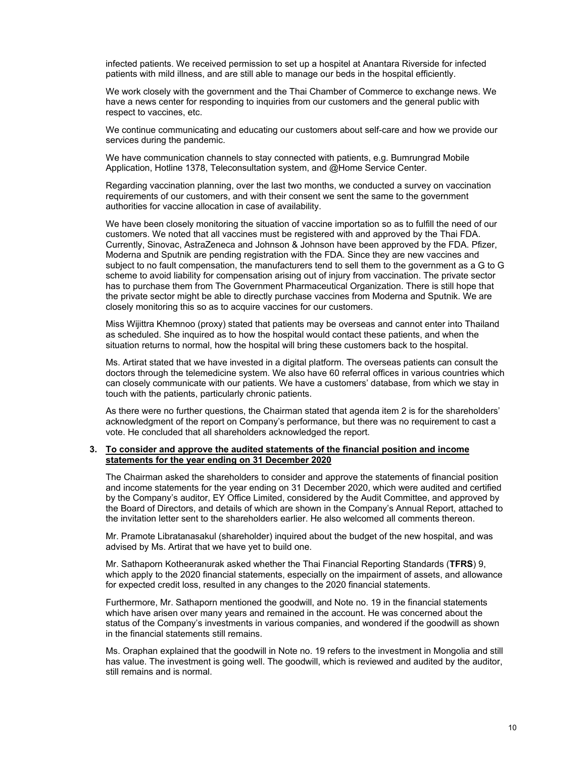infected patients. We received permission to set up a hospitel at Anantara Riverside for infected patients with mild illness, and are still able to manage our beds in the hospital efficiently.

We work closely with the government and the Thai Chamber of Commerce to exchange news. We have a news center for responding to inquiries from our customers and the general public with respect to vaccines, etc.

We continue communicating and educating our customers about self-care and how we provide our services during the pandemic.

We have communication channels to stay connected with patients, e.g. Bumrungrad Mobile Application, Hotline 1378, Teleconsultation system, and @Home Service Center.

Regarding vaccination planning, over the last two months, we conducted a survey on vaccination requirements of our customers, and with their consent we sent the same to the government authorities for vaccine allocation in case of availability.

We have been closely monitoring the situation of vaccine importation so as to fulfill the need of our customers. We noted that all vaccines must be registered with and approved by the Thai FDA. Currently, Sinovac, AstraZeneca and Johnson & Johnson have been approved by the FDA. Pfizer, Moderna and Sputnik are pending registration with the FDA. Since they are new vaccines and subject to no fault compensation, the manufacturers tend to sell them to the government as a G to G scheme to avoid liability for compensation arising out of injury from vaccination. The private sector has to purchase them from The Government Pharmaceutical Organization. There is still hope that the private sector might be able to directly purchase vaccines from Moderna and Sputnik. We are closely monitoring this so as to acquire vaccines for our customers.

Miss Wijittra Khemnoo (proxy) stated that patients may be overseas and cannot enter into Thailand as scheduled. She inquired as to how the hospital would contact these patients, and when the situation returns to normal, how the hospital will bring these customers back to the hospital.

Ms. Artirat stated that we have invested in a digital platform. The overseas patients can consult the doctors through the telemedicine system. We also have 60 referral offices in various countries which can closely communicate with our patients. We have a customers' database, from which we stay in touch with the patients, particularly chronic patients.

As there were no further questions, the Chairman stated that agenda item 2 is for the shareholders' acknowledgment of the report on Company's performance, but there was no requirement to cast a vote. He concluded that all shareholders acknowledged the report.

**3. <u>To consider and approve the audited statements of the financial position and income statements for the year ending on 31 December 2020</u>**

The Chairman asked the shareholders to consider and approve the statements of financial position and income statements for the year ending on 31 December 2020, which were audited and certified by the Company's auditor, EY Office Limited, considered by the Audit Committee, and approved by the Board of Directors, and details of which are shown in the Company's Annual Report, attached to the invitation letter sent to the shareholders earlier. He also welcomed all comments thereon.

Mr. Pramote Libratanasakul (shareholder) inquired about the budget of the new hospital, and was advised by Ms. Artirat that we have yet to build one.

Mr. Sathaporn Kotheeranurak asked whether the Thai Financial Reporting Standards (**TFRS**) 9, which apply to the 2020 financial statements, especially on the impairment of assets, and allowance for expected credit loss, resulted in any changes to the 2020 financial statements.

Furthermore, Mr. Sathaporn mentioned the goodwill, and Note no. 19 in the financial statements which have arisen over many years and remained in the account. He was concerned about the status of the Company's investments in various companies, and wondered if the goodwill as shown in the financial statements still remains.

Ms. Oraphan explained that the goodwill in Note no. 19 refers to the investment in Mongolia and still has value. The investment is going well. The goodwill, which is reviewed and audited by the auditor, still remains and is normal.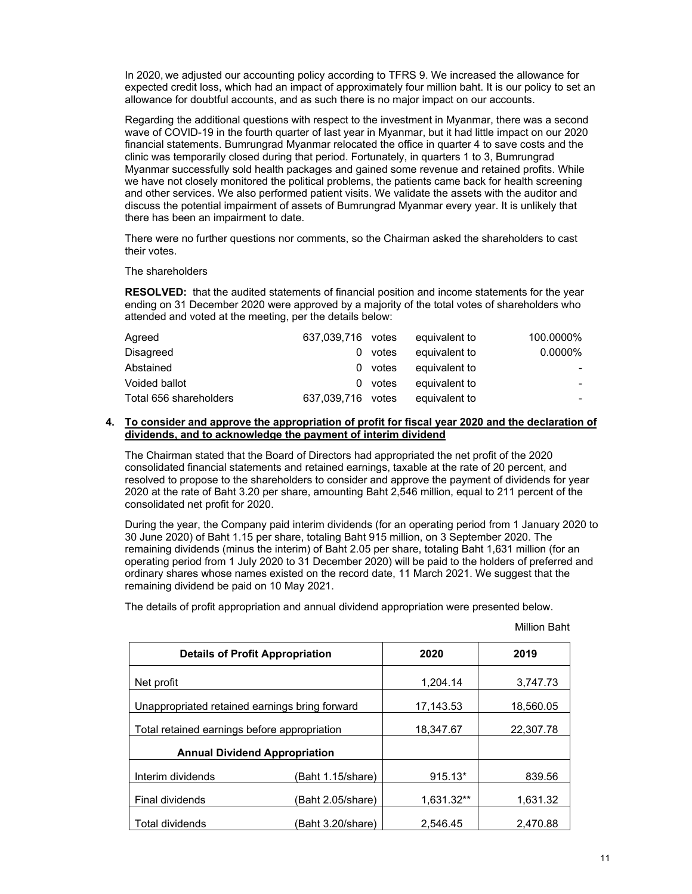In 2020, we adjusted our accounting policy according to TFRS 9. We increased the allowance for expected credit loss, which had an impact of approximately four million baht. It is our policy to set an allowance for doubtful accounts, and as such there is no major impact on our accounts.

Regarding the additional questions with respect to the investment in Myanmar, there was a second wave of COVID-19 in the fourth quarter of last year in Myanmar, but it had little impact on our 2020 financial statements. Bumrungrad Myanmar relocated the office in quarter 4 to save costs and the clinic was temporarily closed during that period. Fortunately, in quarters 1 to 3, Bumrungrad Myanmar successfully sold health packages and gained some revenue and retained profits. While we have not closely monitored the political problems, the patients came back for health screening and other services. We also performed patient visits. We validate the assets with the auditor and discuss the potential impairment of assets of Bumrungrad Myanmar every year. It is unlikely that there has been an impairment to date.

There were no further questions nor comments, so the Chairman asked the shareholders to cast their votes.

The shareholders

**RESOLVED:** that the audited statements of financial position and income statements for the year ending on 31 December 2020 were approved by a majority of the total votes of shareholders who attended and voted at the meeting, per the details below:

| | | | | |
|---|---|---|---|---|
| Agreed | 637,039,716 | votes | equivalent to | 100.0000% |
| Disagreed | 0 | votes | equivalent to | 0.0000% |
| Abstained | 0 | votes | equivalent to | - |
| Voided ballot | 0 | votes | equivalent to | - |
| Total 656 shareholders | 637,039,716 | votes | equivalent to | - |

**4. To consider and approve the appropriation of profit for fiscal year 2020 and the declaration of dividends, and to acknowledge the payment of interim dividend**

The Chairman stated that the Board of Directors had appropriated the net profit of the 2020 consolidated financial statements and retained earnings, taxable at the rate of 20 percent, and resolved to propose to the shareholders to consider and approve the payment of dividends for year 2020 at the rate of Baht 3.20 per share, amounting Baht 2,546 million, equal to 211 percent of the consolidated net profit for 2020.

During the year, the Company paid interim dividends (for an operating period from 1 January 2020 to 30 June 2020) of Baht 1.15 per share, totaling Baht 915 million, on 3 September 2020. The remaining dividends (minus the interim) of Baht 2.05 per share, totaling Baht 1,631 million (for an operating period from 1 July 2020 to 31 December 2020) will be paid to the holders of preferred and ordinary shares whose names existed on the record date, 11 March 2021. We suggest that the remaining dividend be paid on 10 May 2021.

The details of profit appropriation and annual dividend appropriation were presented below.

Million Baht

| **Details of Profit Appropriation** | | **2020** | **2019** |
|---|---|---|---|
| Net profit | | 1,204.14 | 3,747.73 |
| Unappropriated retained earnings bring forward | | 17,143.53 | 18,560.05 |
| Total retained earnings before appropriation | | 18,347.67 | 22,307.78 |
| **Annual Dividend Appropriation** | | | |
| Interim dividends | (Baht 1.15/share) | 915.13* | 839.56 |
| Final dividends | (Baht 2.05/share) | 1,631.32** | 1,631.32 |
| Total dividends | (Baht 3.20/share) | 2,546.45 | 2,470.88 |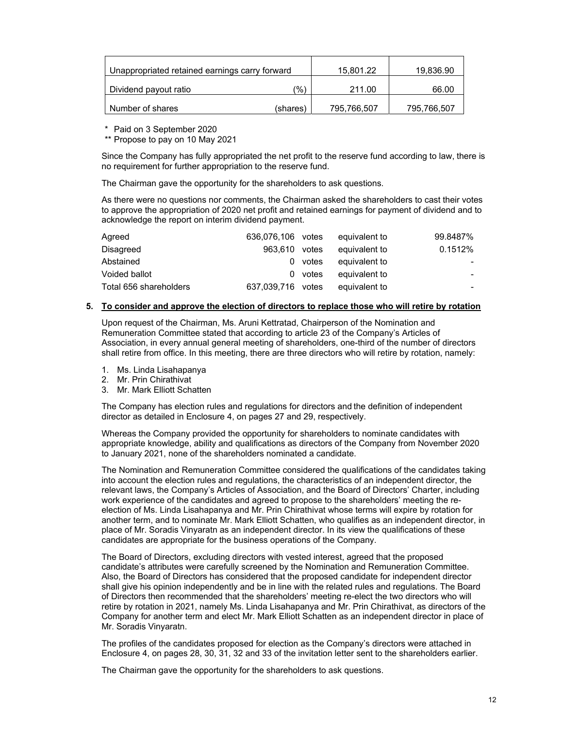| Unappropriated retained earnings carry forward | | 15,801.22 | 19,836.90 |
|---|---|---|---|
| Dividend payout ratio | (%) | 211.00 | 66.00 |
| Number of shares | (shares) | 795,766,507 | 795,766,507 |

\* Paid on 3 September 2020

\*\* Propose to pay on 10 May 2021

Since the Company has fully appropriated the net profit to the reserve fund according to law, there is no requirement for further appropriation to the reserve fund.

The Chairman gave the opportunity for the shareholders to ask questions.

As there were no questions nor comments, the Chairman asked the shareholders to cast their votes to approve the appropriation of 2020 net profit and retained earnings for payment of dividend and to acknowledge the report on interim dividend payment.

| | | | | |
|---|---|---|---|---|
| Agreed | 636,076,106 | votes | equivalent to | 99.8487% |
| Disagreed | 963,610 | votes | equivalent to | 0.1512% |
| Abstained | 0 | votes | equivalent to | - |
| Voided ballot | 0 | votes | equivalent to | - |
| Total 656 shareholders | 637,039,716 | votes | equivalent to | - |

**5. To consider and approve the election of directors to replace those who will retire by rotation**

Upon request of the Chairman, Ms. Aruni Kettratad, Chairperson of the Nomination and Remuneration Committee stated that according to article 23 of the Company's Articles of Association, in every annual general meeting of shareholders, one-third of the number of directors shall retire from office. In this meeting, there are three directors who will retire by rotation, namely:

1. Ms. Linda Lisahapanya
2. Mr. Prin Chirathivat
3. Mr. Mark Elliott Schatten

The Company has election rules and regulations for directors and the definition of independent director as detailed in Enclosure 4, on pages 27 and 29, respectively.

Whereas the Company provided the opportunity for shareholders to nominate candidates with appropriate knowledge, ability and qualifications as directors of the Company from November 2020 to January 2021, none of the shareholders nominated a candidate.

The Nomination and Remuneration Committee considered the qualifications of the candidates taking into account the election rules and regulations, the characteristics of an independent director, the relevant laws, the Company's Articles of Association, and the Board of Directors' Charter, including work experience of the candidates and agreed to propose to the shareholders' meeting the re-election of Ms. Linda Lisahapanya and Mr. Prin Chirathivat whose terms will expire by rotation for another term, and to nominate Mr. Mark Elliott Schatten, who qualifies as an independent director, in place of Mr. Soradis Vinyaratn as an independent director. In its view the qualifications of these candidates are appropriate for the business operations of the Company.

The Board of Directors, excluding directors with vested interest, agreed that the proposed candidate's attributes were carefully screened by the Nomination and Remuneration Committee. Also, the Board of Directors has considered that the proposed candidate for independent director shall give his opinion independently and be in line with the related rules and regulations. The Board of Directors then recommended that the shareholders' meeting re-elect the two directors who will retire by rotation in 2021, namely Ms. Linda Lisahapanya and Mr. Prin Chirathivat, as directors of the Company for another term and elect Mr. Mark Elliott Schatten as an independent director in place of Mr. Soradis Vinyaratn.

The profiles of the candidates proposed for election as the Company's directors were attached in Enclosure 4, on pages 28, 30, 31, 32 and 33 of the invitation letter sent to the shareholders earlier.

The Chairman gave the opportunity for the shareholders to ask questions.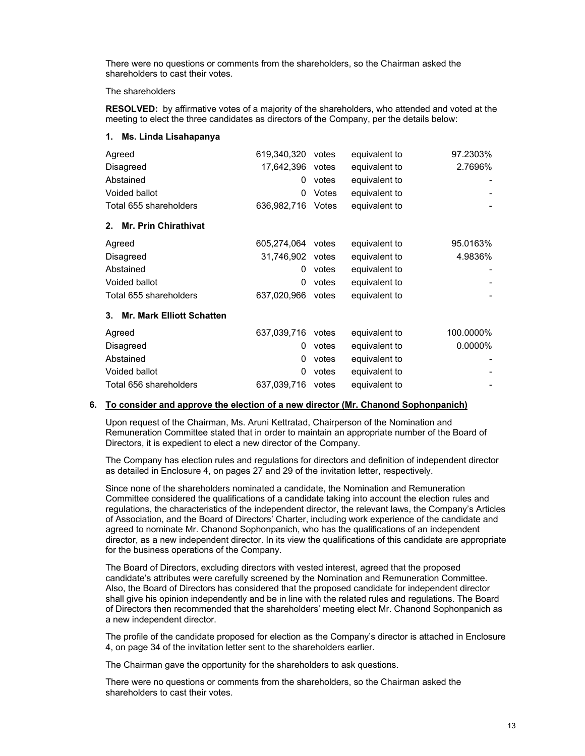There were no questions or comments from the shareholders, so the Chairman asked the shareholders to cast their votes.

The shareholders

**RESOLVED:** by affirmative votes of a majority of the shareholders, who attended and voted at the meeting to elect the three candidates as directors of the Company, per the details below:

**1. Ms. Linda Lisahapanya**

| | | | | |
|---|---|---|---|---|
| Agreed | 619,340,320 | votes | equivalent to | 97.2303% |
| Disagreed | 17,642,396 | votes | equivalent to | 2.7696% |
| Abstained | 0 | votes | equivalent to | - |
| Voided ballot | 0 | Votes | equivalent to | - |
| Total 655 shareholders | 636,982,716 | Votes | equivalent to | - |

**2. Mr. Prin Chirathivat**

| | | | | |
|---|---|---|---|---|
| Agreed | 605,274,064 | votes | equivalent to | 95.0163% |
| Disagreed | 31,746,902 | votes | equivalent to | 4.9836% |
| Abstained | 0 | votes | equivalent to | - |
| Voided ballot | 0 | votes | equivalent to | - |
| Total 655 shareholders | 637,020,966 | votes | equivalent to | - |

**3. Mr. Mark Elliott Schatten**

| | | | | |
|---|---|---|---|---|
| Agreed | 637,039,716 | votes | equivalent to | 100.0000% |
| Disagreed | 0 | votes | equivalent to | 0.0000% |
| Abstained | 0 | votes | equivalent to | - |
| Voided ballot | 0 | votes | equivalent to | - |
| Total 656 shareholders | 637,039,716 | votes | equivalent to | - |

**6. <u>To consider and approve the election of a new director (Mr. Chanond Sophonpanich)</u>**

Upon request of the Chairman, Ms. Aruni Kettratad, Chairperson of the Nomination and Remuneration Committee stated that in order to maintain an appropriate number of the Board of Directors, it is expedient to elect a new director of the Company.

The Company has election rules and regulations for directors and definition of independent director as detailed in Enclosure 4, on pages 27 and 29 of the invitation letter, respectively.

Since none of the shareholders nominated a candidate, the Nomination and Remuneration Committee considered the qualifications of a candidate taking into account the election rules and regulations, the characteristics of the independent director, the relevant laws, the Company's Articles of Association, and the Board of Directors' Charter, including work experience of the candidate and agreed to nominate Mr. Chanond Sophonpanich, who has the qualifications of an independent director, as a new independent director. In its view the qualifications of this candidate are appropriate for the business operations of the Company.

The Board of Directors, excluding directors with vested interest, agreed that the proposed candidate's attributes were carefully screened by the Nomination and Remuneration Committee. Also, the Board of Directors has considered that the proposed candidate for independent director shall give his opinion independently and be in line with the related rules and regulations. The Board of Directors then recommended that the shareholders' meeting elect Mr. Chanond Sophonpanich as a new independent director.

The profile of the candidate proposed for election as the Company's director is attached in Enclosure 4, on page 34 of the invitation letter sent to the shareholders earlier.

The Chairman gave the opportunity for the shareholders to ask questions.

There were no questions or comments from the shareholders, so the Chairman asked the shareholders to cast their votes.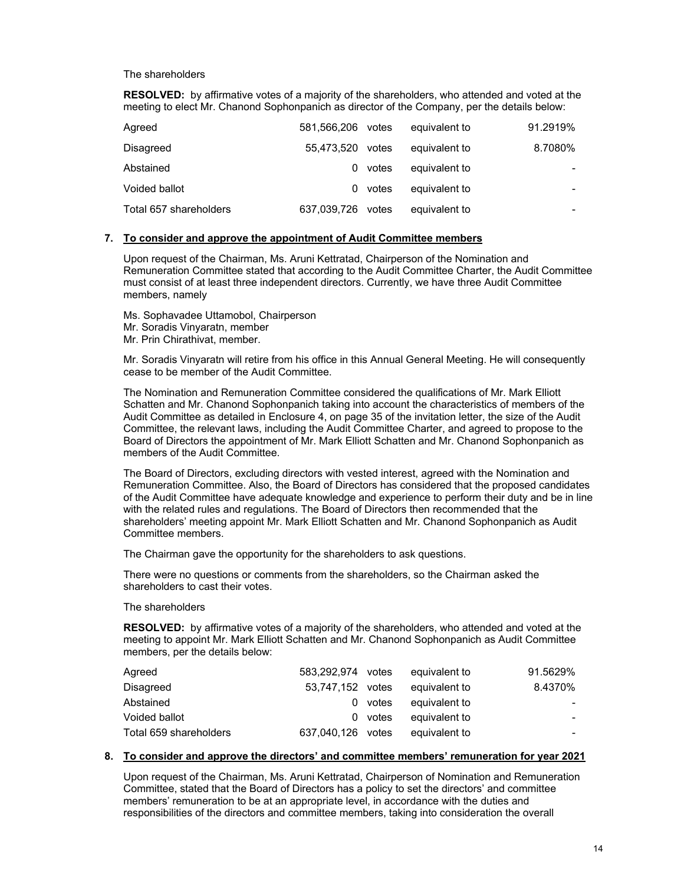The shareholders

**RESOLVED:** by affirmative votes of a majority of the shareholders, who attended and voted at the meeting to elect Mr. Chanond Sophonpanich as director of the Company, per the details below:

| | | | | |
|---|---|---|---|---|
| Agreed | 581,566,206 | votes | equivalent to | 91.2919% |
| Disagreed | 55,473,520 | votes | equivalent to | 8.7080% |
| Abstained | 0 | votes | equivalent to | - |
| Voided ballot | 0 | votes | equivalent to | - |
| Total 657 shareholders | 637,039,726 | votes | equivalent to | - |

## 7. To consider and approve the appointment of Audit Committee members

Upon request of the Chairman, Ms. Aruni Kettratad, Chairperson of the Nomination and Remuneration Committee stated that according to the Audit Committee Charter, the Audit Committee must consist of at least three independent directors. Currently, we have three Audit Committee members, namely

Ms. Sophavadee Uttamobol, Chairperson
Mr. Soradis Vinyaratn, member
Mr. Prin Chirathivat, member.

Mr. Soradis Vinyaratn will retire from his office in this Annual General Meeting. He will consequently cease to be member of the Audit Committee.

The Nomination and Remuneration Committee considered the qualifications of Mr. Mark Elliott Schatten and Mr. Chanond Sophonpanich taking into account the characteristics of members of the Audit Committee as detailed in Enclosure 4, on page 35 of the invitation letter, the size of the Audit Committee, the relevant laws, including the Audit Committee Charter, and agreed to propose to the Board of Directors the appointment of Mr. Mark Elliott Schatten and Mr. Chanond Sophonpanich as members of the Audit Committee.

The Board of Directors, excluding directors with vested interest, agreed with the Nomination and Remuneration Committee. Also, the Board of Directors has considered that the proposed candidates of the Audit Committee have adequate knowledge and experience to perform their duty and be in line with the related rules and regulations. The Board of Directors then recommended that the shareholders' meeting appoint Mr. Mark Elliott Schatten and Mr. Chanond Sophonpanich as Audit Committee members.

The Chairman gave the opportunity for the shareholders to ask questions.

There were no questions or comments from the shareholders, so the Chairman asked the shareholders to cast their votes.

The shareholders

**RESOLVED:** by affirmative votes of a majority of the shareholders, who attended and voted at the meeting to appoint Mr. Mark Elliott Schatten and Mr. Chanond Sophonpanich as Audit Committee members, per the details below:

| | | | | |
|---|---|---|---|---|
| Agreed | 583,292,974 | votes | equivalent to | 91.5629% |
| Disagreed | 53,747,152 | votes | equivalent to | 8.4370% |
| Abstained | 0 | votes | equivalent to | - |
| Voided ballot | 0 | votes | equivalent to | - |
| Total 659 shareholders | 637,040,126 | votes | equivalent to | - |

## 8. To consider and approve the directors' and committee members' remuneration for year 2021

Upon request of the Chairman, Ms. Aruni Kettratad, Chairperson of Nomination and Remuneration Committee, stated that the Board of Directors has a policy to set the directors' and committee members' remuneration to be at an appropriate level, in accordance with the duties and responsibilities of the directors and committee members, taking into consideration the overall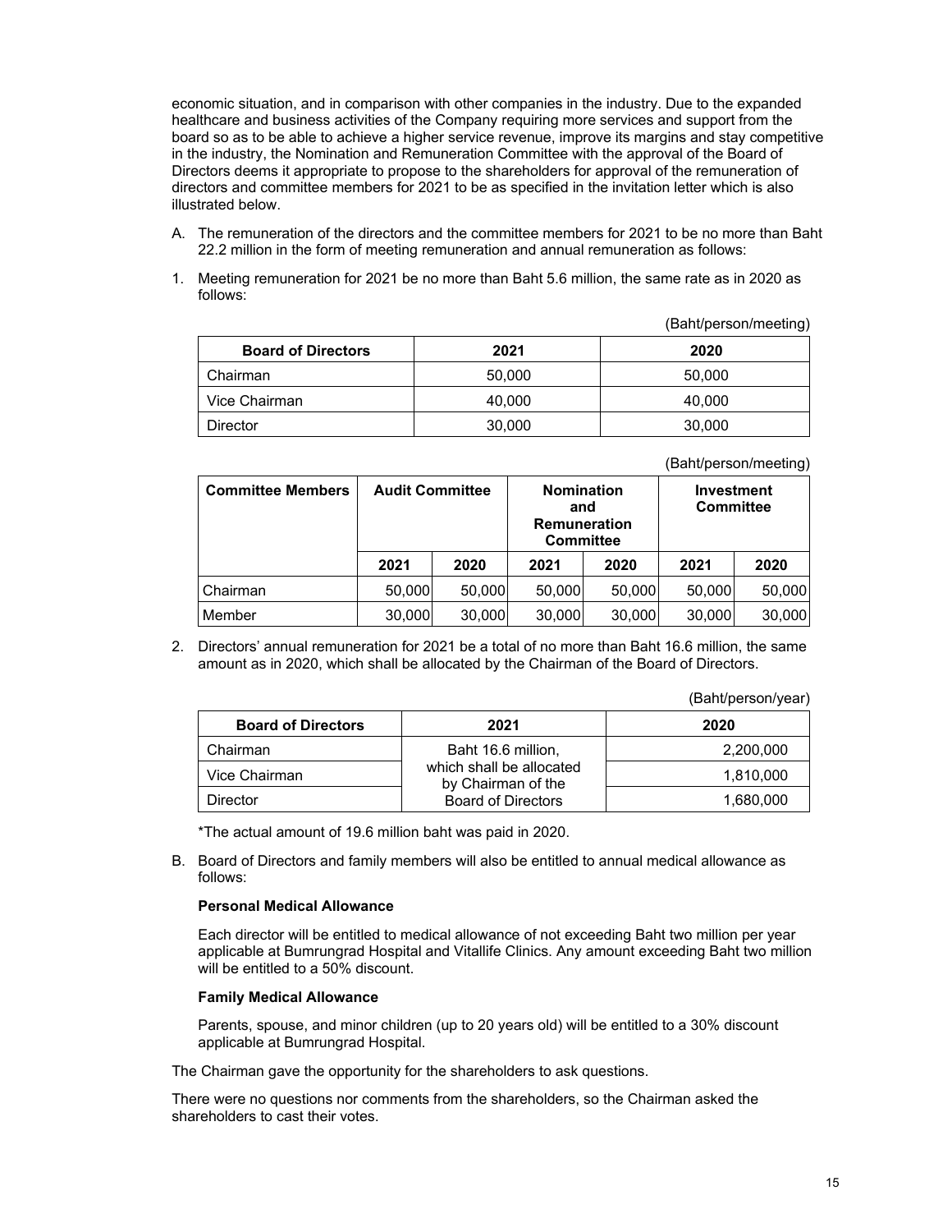economic situation, and in comparison with other companies in the industry. Due to the expanded healthcare and business activities of the Company requiring more services and support from the board so as to be able to achieve a higher service revenue, improve its margins and stay competitive in the industry, the Nomination and Remuneration Committee with the approval of the Board of Directors deems it appropriate to propose to the shareholders for approval of the remuneration of directors and committee members for 2021 to be as specified in the invitation letter which is also illustrated below.

A. The remuneration of the directors and the committee members for 2021 to be no more than Baht 22.2 million in the form of meeting remuneration and annual remuneration as follows:

1. Meeting remuneration for 2021 be no more than Baht 5.6 million, the same rate as in 2020 as follows:

(Baht/person/meeting)

| Board of Directors | 2021 | 2020 |
|---|---|---|
| Chairman | 50,000 | 50,000 |
| Vice Chairman | 40,000 | 40,000 |
| Director | 30,000 | 30,000 |

(Baht/person/meeting)

| Committee Members | Audit Committee | | Nomination and Remuneration Committee | | Investment Committee | |
|---|---|---|---|---|---|---|
| | 2021 | 2020 | 2021 | 2020 | 2021 | 2020 |
| Chairman | 50,000 | 50,000 | 50,000 | 50,000 | 50,000 | 50,000 |
| Member | 30,000 | 30,000 | 30,000 | 30,000 | 30,000 | 30,000 |

2. Directors' annual remuneration for 2021 be a total of no more than Baht 16.6 million, the same amount as in 2020, which shall be allocated by the Chairman of the Board of Directors.

(Baht/person/year)

| Board of Directors | 2021 | 2020 |
|---|---|---|
| Chairman | Baht 16.6 million, which shall be allocated by Chairman of the Board of Directors | 2,200,000 |
| Vice Chairman | | 1,810,000 |
| Director | | 1,680,000 |

*The actual amount of 19.6 million baht was paid in 2020.

B. Board of Directors and family members will also be entitled to annual medical allowance as follows:

**Personal Medical Allowance**

Each director will be entitled to medical allowance of not exceeding Baht two million per year applicable at Bumrungrad Hospital and Vitallife Clinics. Any amount exceeding Baht two million will be entitled to a 50% discount.

**Family Medical Allowance**

Parents, spouse, and minor children (up to 20 years old) will be entitled to a 30% discount applicable at Bumrungrad Hospital.

The Chairman gave the opportunity for the shareholders to ask questions.

There were no questions nor comments from the shareholders, so the Chairman asked the shareholders to cast their votes.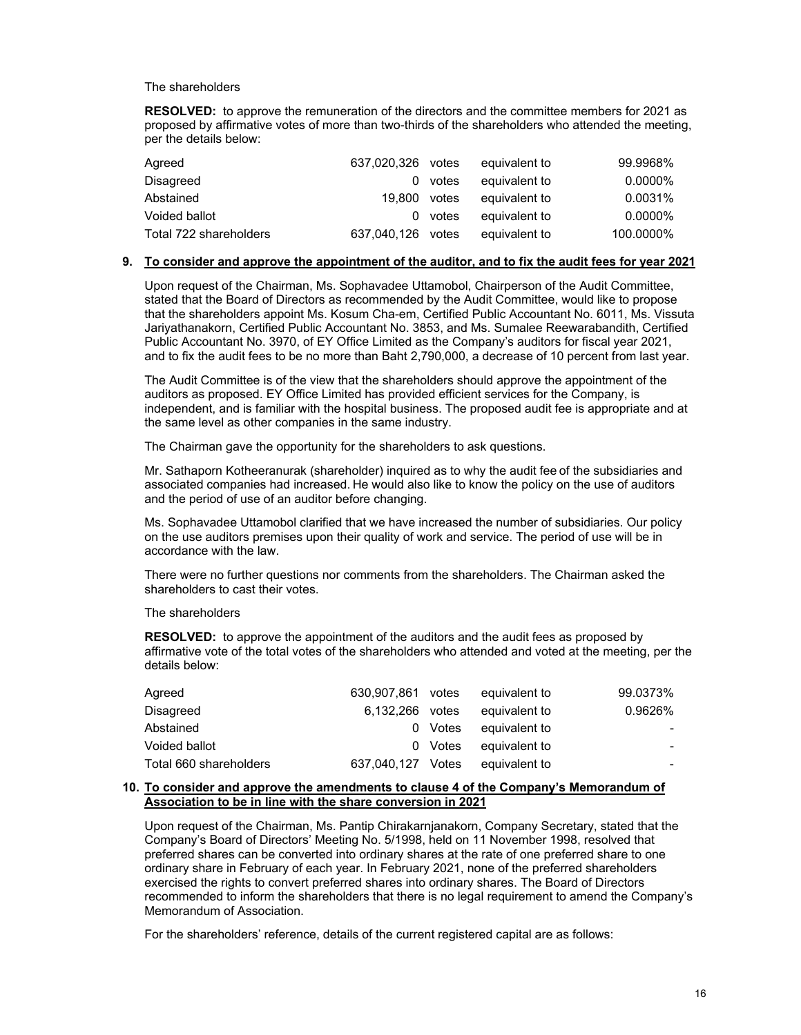The shareholders

**RESOLVED:** to approve the remuneration of the directors and the committee members for 2021 as proposed by affirmative votes of more than two-thirds of the shareholders who attended the meeting, per the details below:

| | | | | |
|---|---|---|---|---|
| Agreed | 637,020,326 | votes | equivalent to | 99.9968% |
| Disagreed | 0 | votes | equivalent to | 0.0000% |
| Abstained | 19,800 | votes | equivalent to | 0.0031% |
| Voided ballot | 0 | votes | equivalent to | 0.0000% |
| Total 722 shareholders | 637,040,126 | votes | equivalent to | 100.0000% |

**9. <u>To consider and approve the appointment of the auditor, and to fix the audit fees for year 2021</u>**

Upon request of the Chairman, Ms. Sophavadee Uttamobol, Chairperson of the Audit Committee, stated that the Board of Directors as recommended by the Audit Committee, would like to propose that the shareholders appoint Ms. Kosum Cha-em, Certified Public Accountant No. 6011, Ms. Vissuta Jariyathanakorn, Certified Public Accountant No. 3853, and Ms. Sumalee Reewarabandith, Certified Public Accountant No. 3970, of EY Office Limited as the Company's auditors for fiscal year 2021, and to fix the audit fees to be no more than Baht 2,790,000, a decrease of 10 percent from last year.

The Audit Committee is of the view that the shareholders should approve the appointment of the auditors as proposed. EY Office Limited has provided efficient services for the Company, is independent, and is familiar with the hospital business. The proposed audit fee is appropriate and at the same level as other companies in the same industry.

The Chairman gave the opportunity for the shareholders to ask questions.

Mr. Sathaporn Kotheeranurak (shareholder) inquired as to why the audit fee of the subsidiaries and associated companies had increased. He would also like to know the policy on the use of auditors and the period of use of an auditor before changing.

Ms. Sophavadee Uttamobol clarified that we have increased the number of subsidiaries. Our policy on the use auditors premises upon their quality of work and service. The period of use will be in accordance with the law.

There were no further questions nor comments from the shareholders. The Chairman asked the shareholders to cast their votes.

The shareholders

**RESOLVED:** to approve the appointment of the auditors and the audit fees as proposed by affirmative vote of the total votes of the shareholders who attended and voted at the meeting, per the details below:

| | | | | |
|---|---|---|---|---|
| Agreed | 630,907,861 | votes | equivalent to | 99.0373% |
| Disagreed | 6,132,266 | votes | equivalent to | 0.9626% |
| Abstained | 0 | Votes | equivalent to | - |
| Voided ballot | 0 | Votes | equivalent to | - |
| Total 660 shareholders | 637,040,127 | Votes | equivalent to | - |

**10. <u>To consider and approve the amendments to clause 4 of the Company's Memorandum of Association to be in line with the share conversion in 2021</u>**

Upon request of the Chairman, Ms. Pantip Chirakarnjanakorn, Company Secretary, stated that the Company's Board of Directors' Meeting No. 5/1998, held on 11 November 1998, resolved that preferred shares can be converted into ordinary shares at the rate of one preferred share to one ordinary share in February of each year. In February 2021, none of the preferred shareholders exercised the rights to convert preferred shares into ordinary shares. The Board of Directors recommended to inform the shareholders that there is no legal requirement to amend the Company's Memorandum of Association.

For the shareholders' reference, details of the current registered capital are as follows: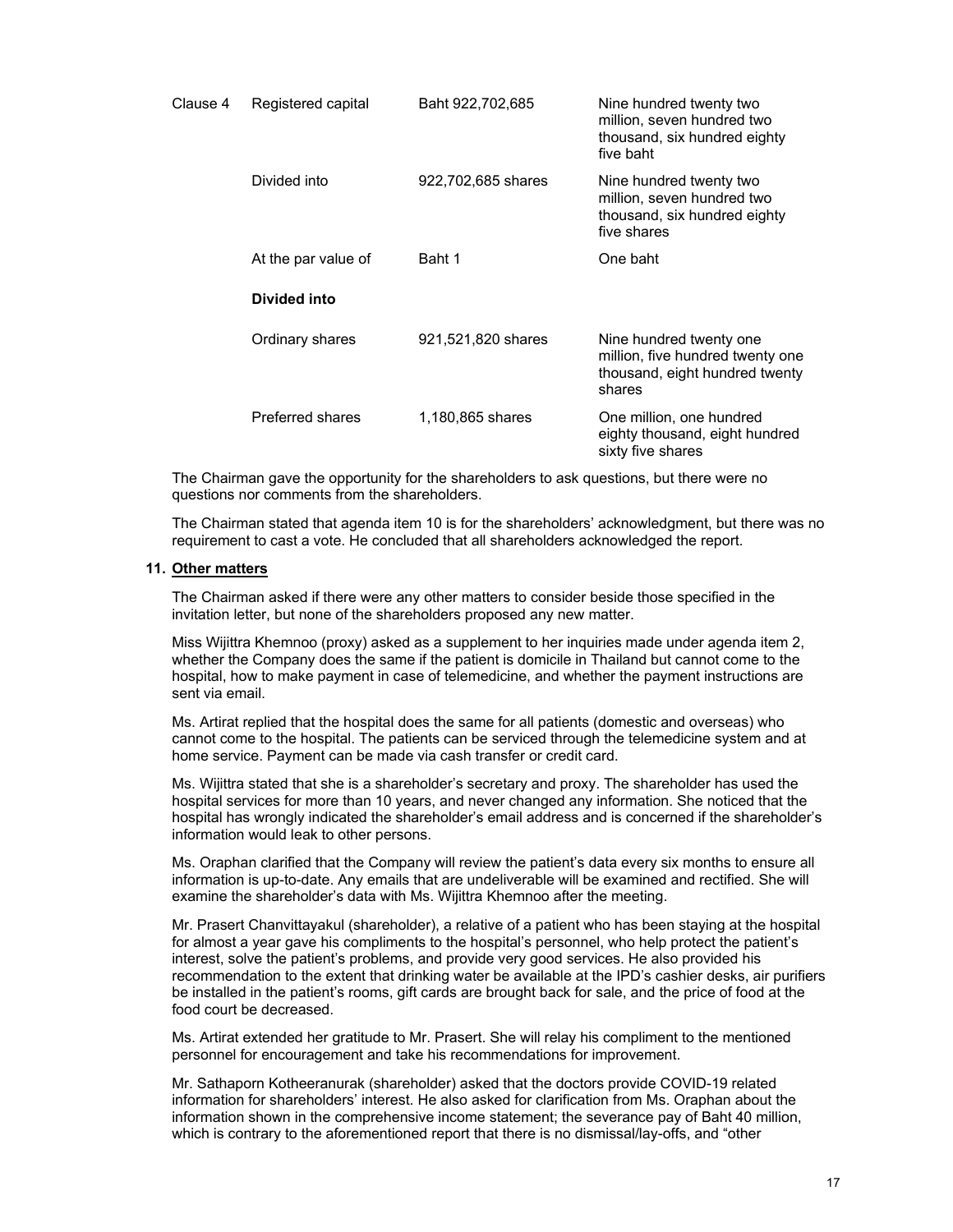| Clause 4 | Registered capital | Baht 922,702,685 | Nine hundred twenty two million, seven hundred two thousand, six hundred eighty five baht |
|---|---|---|---|
| | Divided into | 922,702,685 shares | Nine hundred twenty two million, seven hundred two thousand, six hundred eighty five shares |
| | At the par value of | Baht 1 | One baht |
| | **Divided into** | | |
| | Ordinary shares | 921,521,820 shares | Nine hundred twenty one million, five hundred twenty one thousand, eight hundred twenty shares |
| | Preferred shares | 1,180,865 shares | One million, one hundred eighty thousand, eight hundred sixty five shares |

The Chairman gave the opportunity for the shareholders to ask questions, but there were no questions nor comments from the shareholders.

The Chairman stated that agenda item 10 is for the shareholders' acknowledgment, but there was no requirement to cast a vote. He concluded that all shareholders acknowledged the report.

### 11. Other matters

The Chairman asked if there were any other matters to consider beside those specified in the invitation letter, but none of the shareholders proposed any new matter.

Miss Wijittra Khemnoo (proxy) asked as a supplement to her inquiries made under agenda item 2, whether the Company does the same if the patient is domicile in Thailand but cannot come to the hospital, how to make payment in case of telemedicine, and whether the payment instructions are sent via email.

Ms. Artirat replied that the hospital does the same for all patients (domestic and overseas) who cannot come to the hospital. The patients can be serviced through the telemedicine system and at home service. Payment can be made via cash transfer or credit card.

Ms. Wijittra stated that she is a shareholder's secretary and proxy. The shareholder has used the hospital services for more than 10 years, and never changed any information. She noticed that the hospital has wrongly indicated the shareholder's email address and is concerned if the shareholder's information would leak to other persons.

Ms. Oraphan clarified that the Company will review the patient's data every six months to ensure all information is up-to-date. Any emails that are undeliverable will be examined and rectified. She will examine the shareholder's data with Ms. Wijittra Khemnoo after the meeting.

Mr. Prasert Chanvittayakul (shareholder), a relative of a patient who has been staying at the hospital for almost a year gave his compliments to the hospital's personnel, who help protect the patient's interest, solve the patient's problems, and provide very good services. He also provided his recommendation to the extent that drinking water be available at the IPD's cashier desks, air purifiers be installed in the patient's rooms, gift cards are brought back for sale, and the price of food at the food court be decreased.

Ms. Artirat extended her gratitude to Mr. Prasert. She will relay his compliment to the mentioned personnel for encouragement and take his recommendations for improvement.

Mr. Sathaporn Kotheeranurak (shareholder) asked that the doctors provide COVID-19 related information for shareholders' interest. He also asked for clarification from Ms. Oraphan about the information shown in the comprehensive income statement; the severance pay of Baht 40 million, which is contrary to the aforementioned report that there is no dismissal/lay-offs, and "other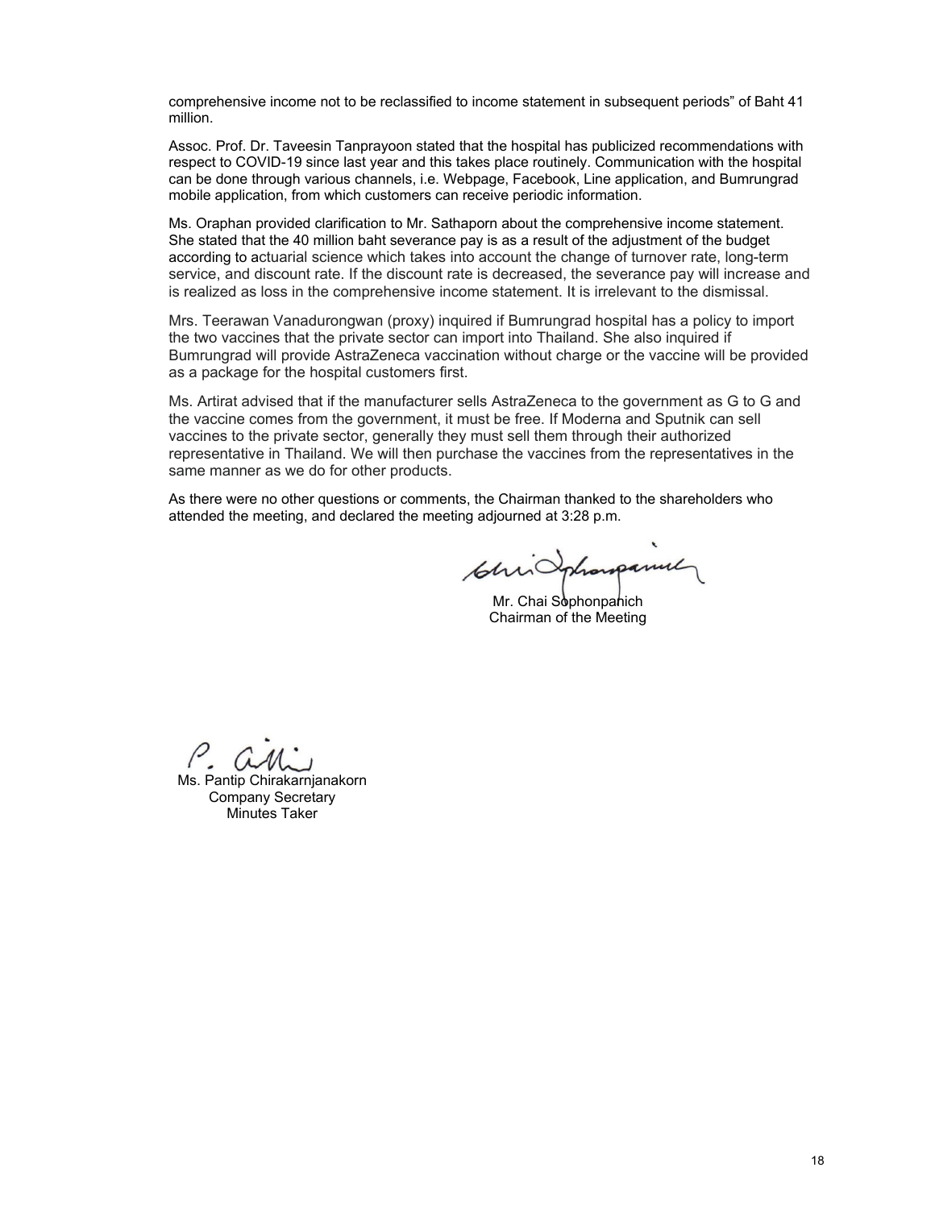comprehensive income not to be reclassified to income statement in subsequent periods" of Baht 41 million.

Assoc. Prof. Dr. Taveesin Tanprayoon stated that the hospital has publicized recommendations with respect to COVID-19 since last year and this takes place routinely. Communication with the hospital can be done through various channels, i.e. Webpage, Facebook, Line application, and Bumrungrad mobile application, from which customers can receive periodic information.

Ms. Oraphan provided clarification to Mr. Sathaporn about the comprehensive income statement. She stated that the 40 million baht severance pay is as a result of the adjustment of the budget according to actuarial science which takes into account the change of turnover rate, long-term service, and discount rate. If the discount rate is decreased, the severance pay will increase and is realized as loss in the comprehensive income statement. It is irrelevant to the dismissal.

Mrs. Teerawan Vanadurongwan (proxy) inquired if Bumrungrad hospital has a policy to import the two vaccines that the private sector can import into Thailand. She also inquired if Bumrungrad will provide AstraZeneca vaccination without charge or the vaccine will be provided as a package for the hospital customers first.

Ms. Artirat advised that if the manufacturer sells AstraZeneca to the government as G to G and the vaccine comes from the government, it must be free. If Moderna and Sputnik can sell vaccines to the private sector, generally they must sell them through their authorized representative in Thailand. We will then purchase the vaccines from the representatives in the same manner as we do for other products.

As there were no other questions or comments, the Chairman thanked to the shareholders who attended the meeting, and declared the meeting adjourned at 3:28 p.m.

Mr. Chai Sophonpanich
Chairman of the Meeting

Ms. Pantip Chirakarnjanakorn
Company Secretary
Minutes Taker